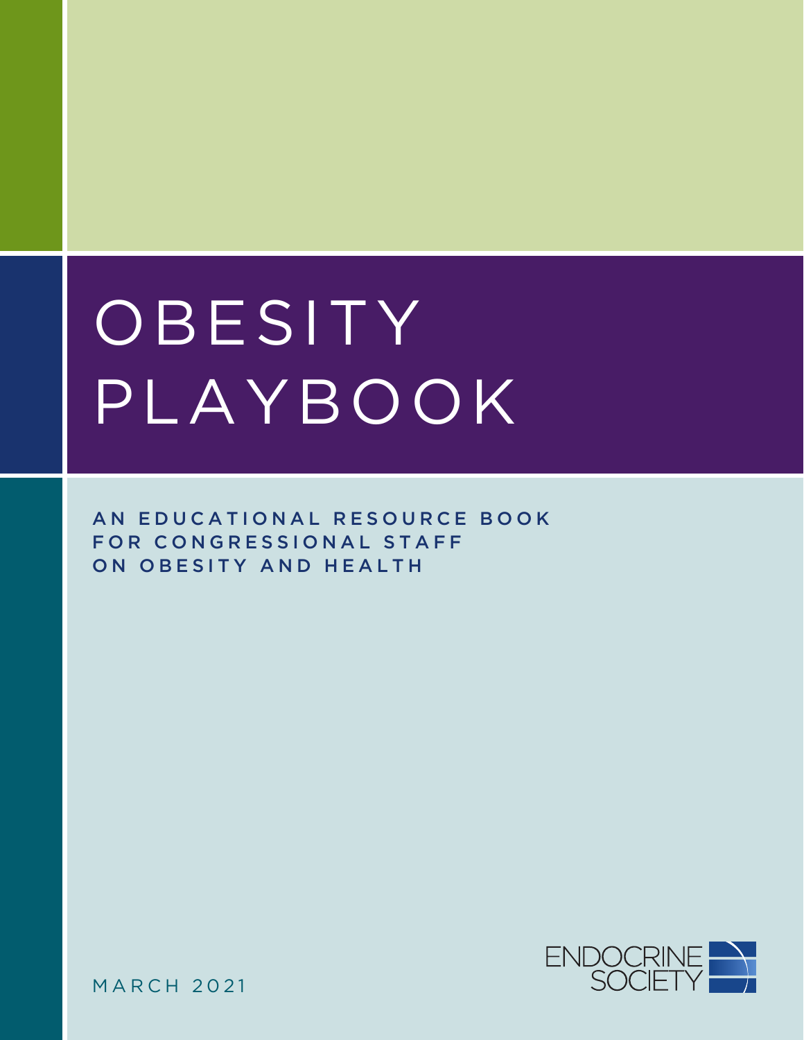# OBESITY PLAYBOOK

**AN EDUCATIONAL RESOURCE BOOK FOR CONGRESSIONAL STAFF ON OBESITY AND HEALTH**

MARCH 2021

ENDOCRINE SOCIETY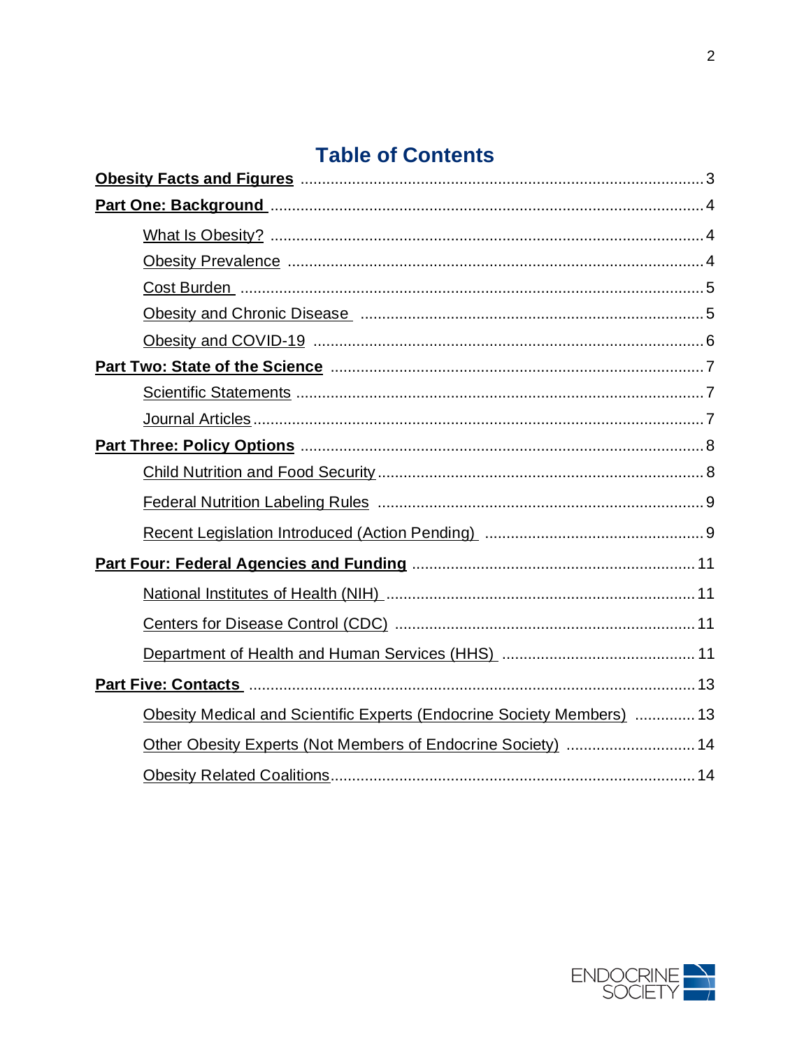# Table of Contents

**Obesity Facts and Figures** ........ 3

**Part One: Background** ........ 4

- What Is Obesity? ........ 4
- Obesity Prevalence ........ 4
- Cost Burden ........ 5
- Obesity and Chronic Disease ........ 5
- Obesity and COVID-19 ........ 6

**Part Two: State of the Science** ........ 7

- Scientific Statements ........ 7
- Journal Articles ........ 7

**Part Three: Policy Options** ........ 8

- Child Nutrition and Food Security ........ 8
- Federal Nutrition Labeling Rules ........ 9
- Recent Legislation Introduced (Action Pending) ........ 9

**Part Four: Federal Agencies and Funding** ........ 11

- National Institutes of Health (NIH) ........ 11
- Centers for Disease Control (CDC) ........ 11
- Department of Health and Human Services (HHS) ........ 11

**Part Five: Contacts** ........ 13

- Obesity Medical and Scientific Experts (Endocrine Society Members) ........ 13
- Other Obesity Experts (Not Members of Endocrine Society) ........ 14
- Obesity Related Coalitions ........ 14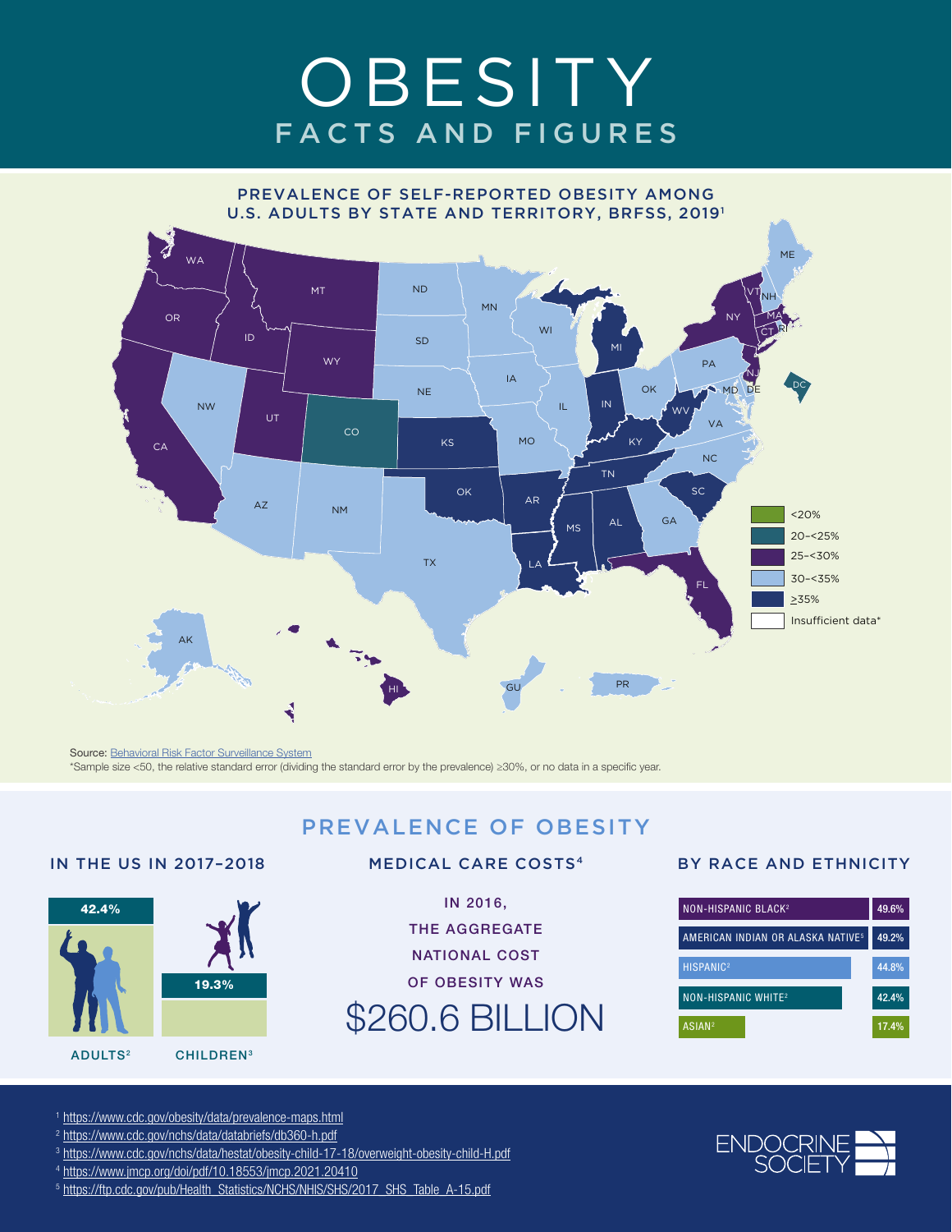# OBESITY

## FACTS AND FIGURES

### PREVALENCE OF SELF-REPORTED OBESITY AMONG U.S. ADULTS BY STATE AND TERRITORY, BRFSS, 2019[1]

| Prevalence | States and territories |
| --- | --- |
| <20% | |
| 20–<25% | CO, DC |
| 25–<30% | WA, OR, CA, ID, MT, WY, UT, NY, VT, MA, CT, RI, NJ, FL, HI |
| 30–<35% | NW, AZ, NM, TX, ND, SD, NE, MN, IA, MO, WI, IL, OH, PA, MD, DE, VA, NC, GA, NH, ME, AK, GU, PR |
| ≥35% | KS, OK, AR, LA, MS, AL, TN, KY, IN, MI, WV, SC |
| Insufficient data* | |

Source: Behavioral Risk Factor Surveillance System

*Sample size <50, the relative standard error (dividing the standard error by the prevalence) ≥30%, or no data in a specific year.

## PREVALENCE OF OBESITY

### IN THE US IN 2017–2018

| ADULTS[2] | CHILDREN[3] |
| --- | --- |
| 42.4% | 19.3% |

### MEDICAL CARE COSTS[4]

IN 2016, THE AGGREGATE NATIONAL COST OF OBESITY WAS

**$260.6 BILLION**

### BY RACE AND ETHNICITY

| Race and ethnicity | Prevalence |
| --- | --- |
| NON-HISPANIC BLACK[2] | 49.6% |
| AMERICAN INDIAN OR ALASKA NATIVE[5] | 49.2% |
| HISPANIC[2] | 44.8% |
| NON-HISPANIC WHITE[2] | 42.4% |
| ASIAN[2] | 17.4% |

[1] https://www.cdc.gov/obesity/data/prevalence-maps.html
[2] https://www.cdc.gov/nchs/data/databriefs/db360-h.pdf
[3] https://www.cdc.gov/nchs/data/hestat/obesity-child-17-18/overweight-obesity-child-H.pdf
[4] https://www.jmcp.org/doi/pdf/10.18553/jmcp.2021.20410
[5] https://ftp.cdc.gov/pub/Health_Statistics/NCHS/NHIS/SHS/2017_SHS_Table_A-15.pdf

ENDOCRINE SOCIETY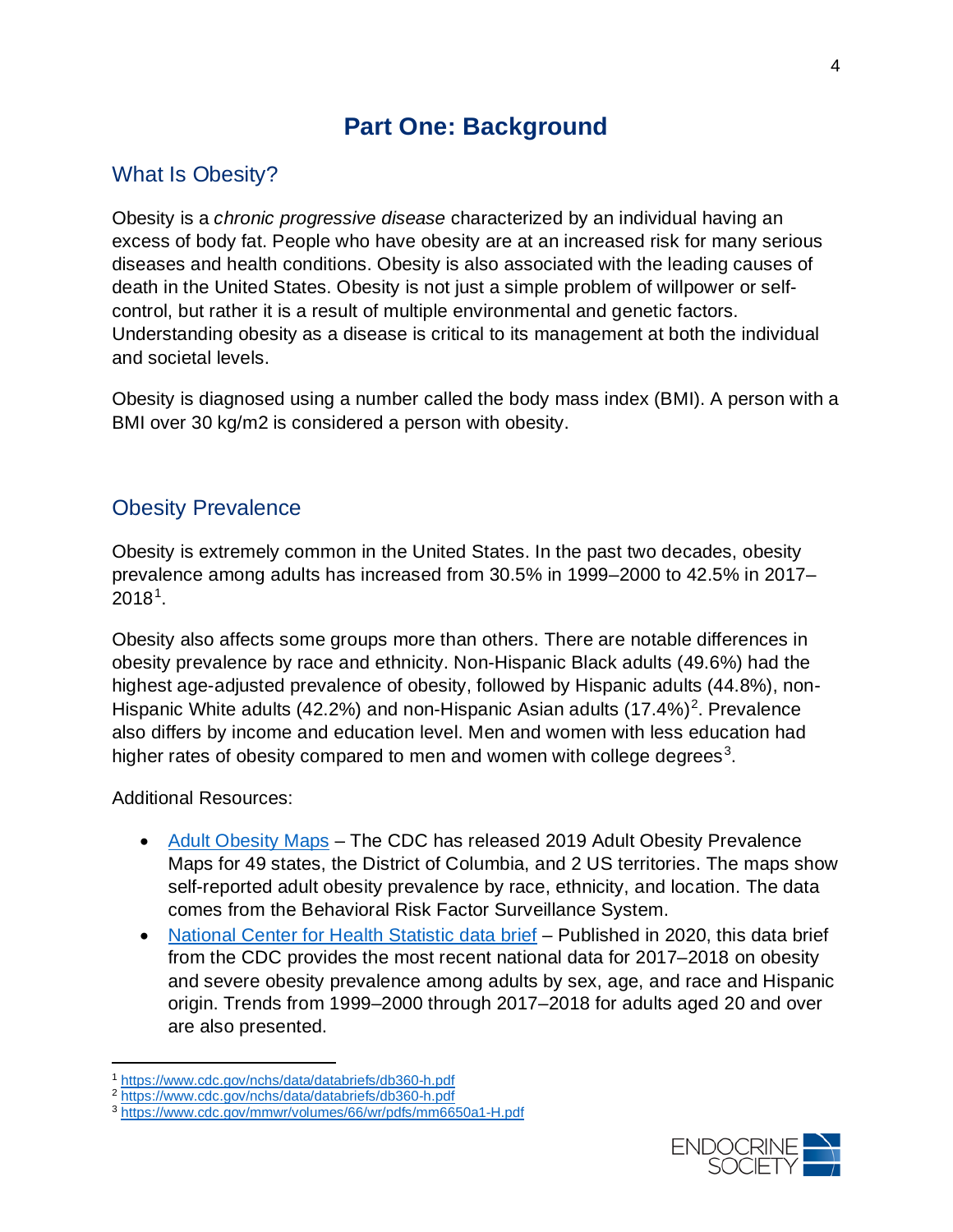# Part One: Background

## What Is Obesity?

Obesity is a *chronic progressive disease* characterized by an individual having an excess of body fat. People who have obesity are at an increased risk for many serious diseases and health conditions. Obesity is also associated with the leading causes of death in the United States. Obesity is not just a simple problem of willpower or self-control, but rather it is a result of multiple environmental and genetic factors. Understanding obesity as a disease is critical to its management at both the individual and societal levels.

Obesity is diagnosed using a number called the body mass index (BMI). A person with a BMI over 30 kg/m2 is considered a person with obesity.

## Obesity Prevalence

Obesity is extremely common in the United States. In the past two decades, obesity prevalence among adults has increased from 30.5% in 1999–2000 to 42.5% in 2017–2018[1].

Obesity also affects some groups more than others. There are notable differences in obesity prevalence by race and ethnicity. Non-Hispanic Black adults (49.6%) had the highest age-adjusted prevalence of obesity, followed by Hispanic adults (44.8%), non-Hispanic White adults (42.2%) and non-Hispanic Asian adults (17.4%)[2]. Prevalence also differs by income and education level. Men and women with less education had higher rates of obesity compared to men and women with college degrees[3].

Additional Resources:

- Adult Obesity Maps – The CDC has released 2019 Adult Obesity Prevalence Maps for 49 states, the District of Columbia, and 2 US territories. The maps show self-reported adult obesity prevalence by race, ethnicity, and location. The data comes from the Behavioral Risk Factor Surveillance System.
- National Center for Health Statistic data brief – Published in 2020, this data brief from the CDC provides the most recent national data for 2017–2018 on obesity and severe obesity prevalence among adults by sex, age, and race and Hispanic origin. Trends from 1999–2000 through 2017–2018 for adults aged 20 and over are also presented.

---

[1] https://www.cdc.gov/nchs/data/databriefs/db360-h.pdf
[2] https://www.cdc.gov/nchs/data/databriefs/db360-h.pdf
[3] https://www.cdc.gov/mmwr/volumes/66/wr/pdfs/mm6650a1-H.pdf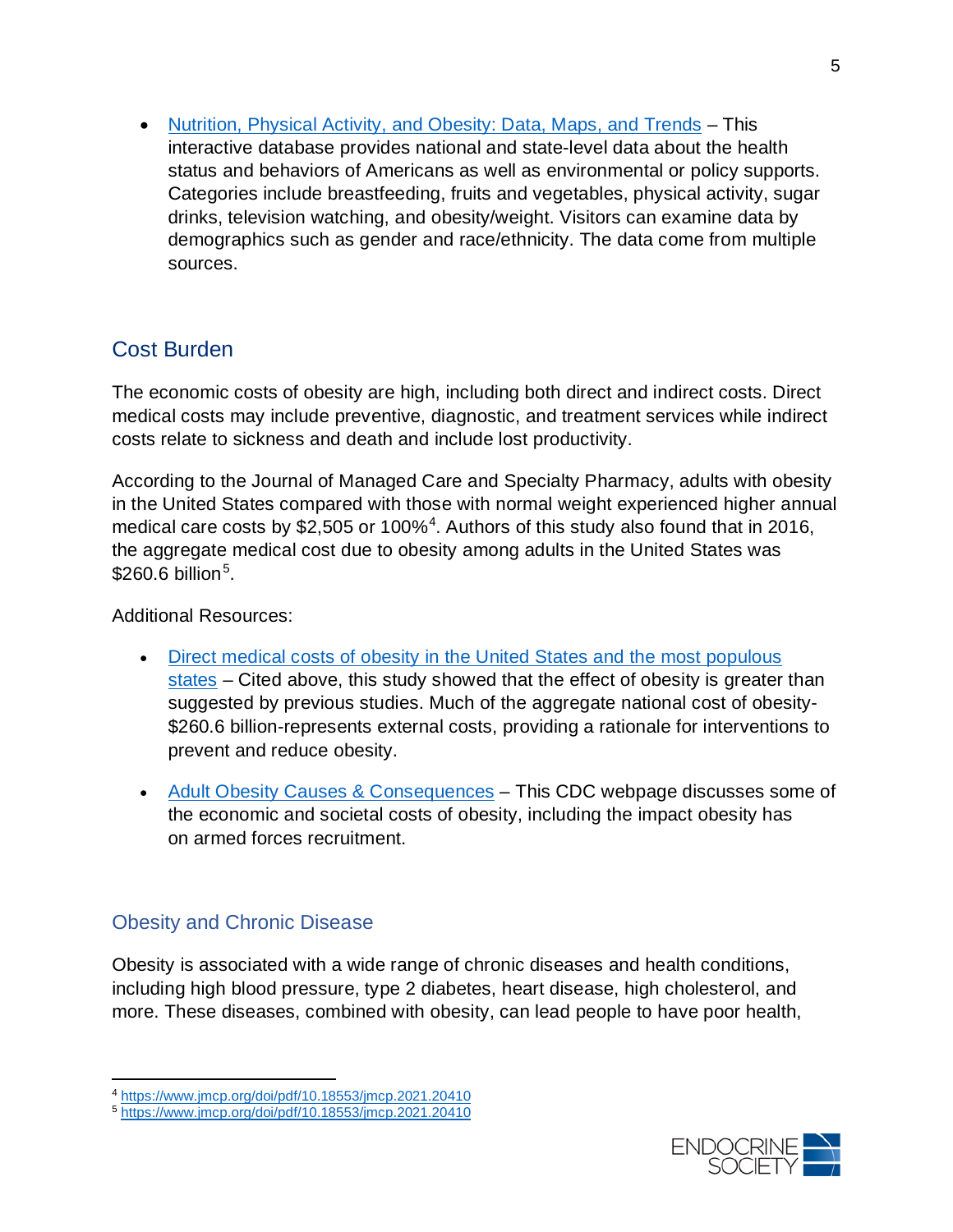- [Nutrition, Physical Activity, and Obesity: Data, Maps, and Trends]() – This interactive database provides national and state-level data about the health status and behaviors of Americans as well as environmental or policy supports. Categories include breastfeeding, fruits and vegetables, physical activity, sugar drinks, television watching, and obesity/weight. Visitors can examine data by demographics such as gender and race/ethnicity. The data come from multiple sources.

## Cost Burden

The economic costs of obesity are high, including both direct and indirect costs. Direct medical costs may include preventive, diagnostic, and treatment services while indirect costs relate to sickness and death and include lost productivity.

According to the Journal of Managed Care and Specialty Pharmacy, adults with obesity in the United States compared with those with normal weight experienced higher annual medical care costs by $2,505 or 100%[4]. Authors of this study also found that in 2016, the aggregate medical cost due to obesity among adults in the United States was $260.6 billion[5].

Additional Resources:

- [Direct medical costs of obesity in the United States and the most populous states]() – Cited above, this study showed that the effect of obesity is greater than suggested by previous studies. Much of the aggregate national cost of obesity-$260.6 billion-represents external costs, providing a rationale for interventions to prevent and reduce obesity.
- [Adult Obesity Causes & Consequences]() – This CDC webpage discusses some of the economic and societal costs of obesity, including the impact obesity has on armed forces recruitment.

## Obesity and Chronic Disease

Obesity is associated with a wide range of chronic diseases and health conditions, including high blood pressure, type 2 diabetes, heart disease, high cholesterol, and more. These diseases, combined with obesity, can lead people to have poor health,

---

[4] https://www.jmcp.org/doi/pdf/10.18553/jmcp.2021.20410

[5] https://www.jmcp.org/doi/pdf/10.18553/jmcp.2021.20410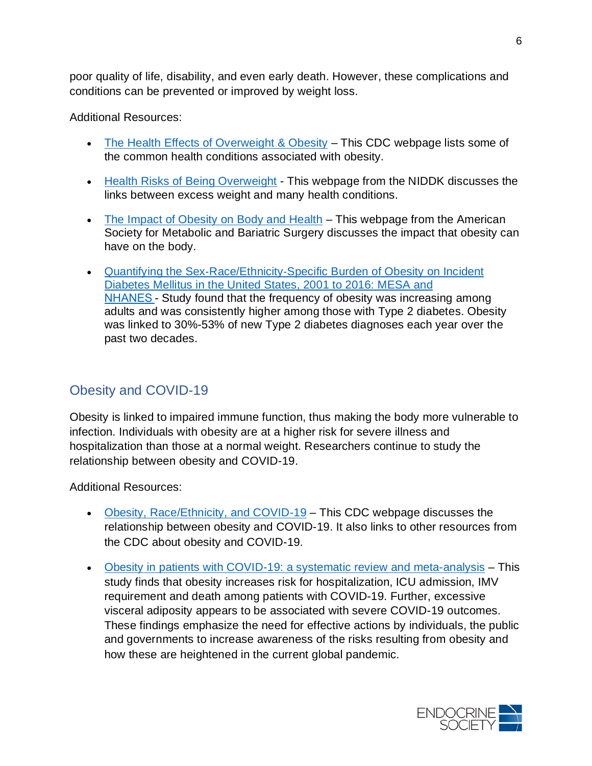poor quality of life, disability, and even early death. However, these complications and conditions can be prevented or improved by weight loss.

Additional Resources:

- The Health Effects of Overweight & Obesity – This CDC webpage lists some of the common health conditions associated with obesity.
- Health Risks of Being Overweight - This webpage from the NIDDK discusses the links between excess weight and many health conditions.
- The Impact of Obesity on Body and Health – This webpage from the American Society for Metabolic and Bariatric Surgery discusses the impact that obesity can have on the body.
- Quantifying the Sex-Race/Ethnicity-Specific Burden of Obesity on Incident Diabetes Mellitus in the United States, 2001 to 2016: MESA and NHANES - Study found that the frequency of obesity was increasing among adults and was consistently higher among those with Type 2 diabetes. Obesity was linked to 30%-53% of new Type 2 diabetes diagnoses each year over the past two decades.

## Obesity and COVID-19

Obesity is linked to impaired immune function, thus making the body more vulnerable to infection. Individuals with obesity are at a higher risk for severe illness and hospitalization than those at a normal weight. Researchers continue to study the relationship between obesity and COVID-19.

Additional Resources:

- Obesity, Race/Ethnicity, and COVID-19 – This CDC webpage discusses the relationship between obesity and COVID-19. It also links to other resources from the CDC about obesity and COVID-19.
- Obesity in patients with COVID-19: a systematic review and meta-analysis – This study finds that obesity increases risk for hospitalization, ICU admission, IMV requirement and death among patients with COVID-19. Further, excessive visceral adiposity appears to be associated with severe COVID-19 outcomes. These findings emphasize the need for effective actions by individuals, the public and governments to increase awareness of the risks resulting from obesity and how these are heightened in the current global pandemic.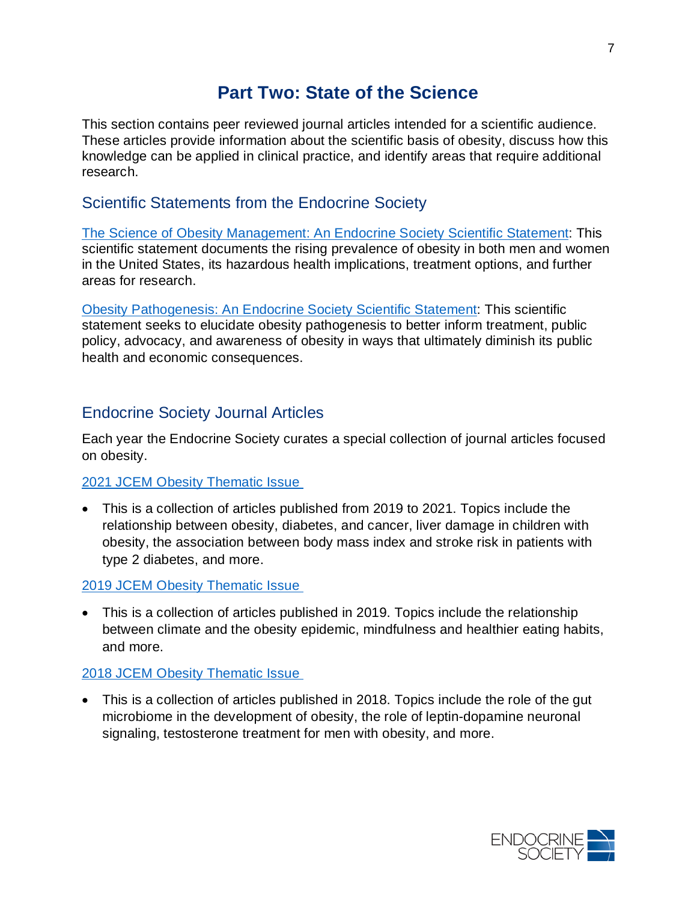# Part Two: State of the Science

This section contains peer reviewed journal articles intended for a scientific audience. These articles provide information about the scientific basis of obesity, discuss how this knowledge can be applied in clinical practice, and identify areas that require additional research.

## Scientific Statements from the Endocrine Society

The Science of Obesity Management: An Endocrine Society Scientific Statement: This scientific statement documents the rising prevalence of obesity in both men and women in the United States, its hazardous health implications, treatment options, and further areas for research.

Obesity Pathogenesis: An Endocrine Society Scientific Statement: This scientific statement seeks to elucidate obesity pathogenesis to better inform treatment, public policy, advocacy, and awareness of obesity in ways that ultimately diminish its public health and economic consequences.

## Endocrine Society Journal Articles

Each year the Endocrine Society curates a special collection of journal articles focused on obesity.

2021 JCEM Obesity Thematic Issue

- This is a collection of articles published from 2019 to 2021. Topics include the relationship between obesity, diabetes, and cancer, liver damage in children with obesity, the association between body mass index and stroke risk in patients with type 2 diabetes, and more.

2019 JCEM Obesity Thematic Issue

- This is a collection of articles published in 2019. Topics include the relationship between climate and the obesity epidemic, mindfulness and healthier eating habits, and more.

2018 JCEM Obesity Thematic Issue

- This is a collection of articles published in 2018. Topics include the role of the gut microbiome in the development of obesity, the role of leptin-dopamine neuronal signaling, testosterone treatment for men with obesity, and more.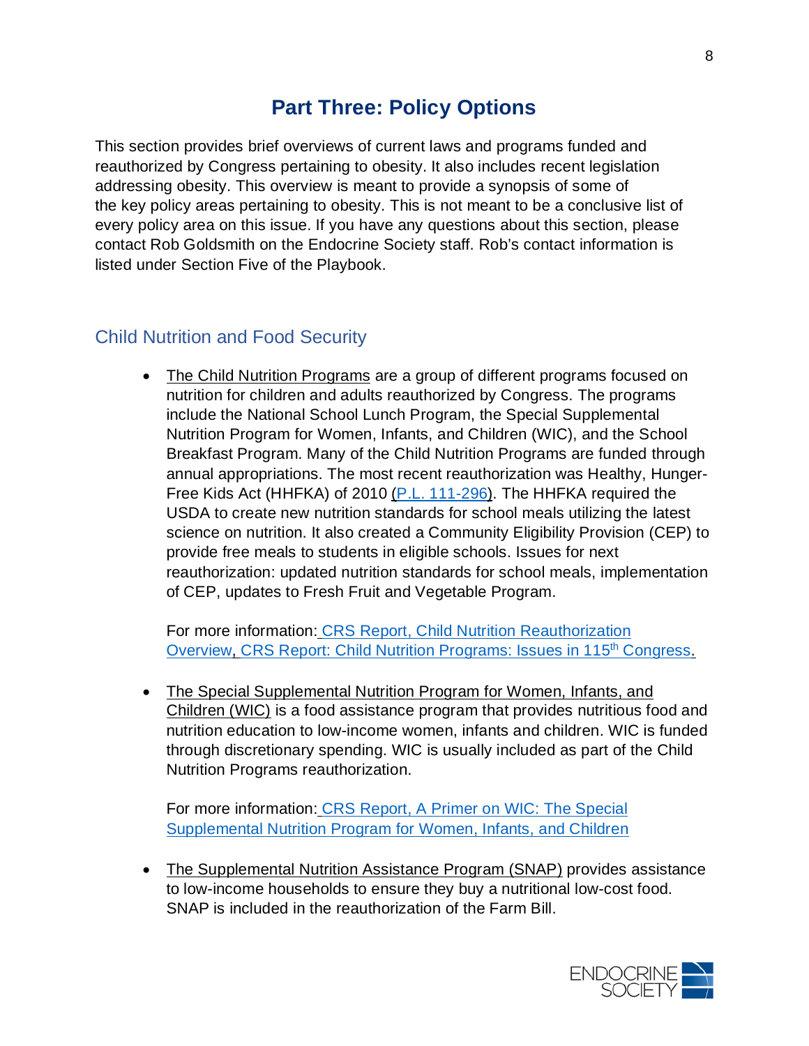# Part Three: Policy Options

This section provides brief overviews of current laws and programs funded and reauthorized by Congress pertaining to obesity. It also includes recent legislation addressing obesity. This overview is meant to provide a synopsis of some of the key policy areas pertaining to obesity. This is not meant to be a conclusive list of every policy area on this issue. If you have any questions about this section, please contact Rob Goldsmith on the Endocrine Society staff. Rob's contact information is listed under Section Five of the Playbook.

## Child Nutrition and Food Security

- The Child Nutrition Programs are a group of different programs focused on nutrition for children and adults reauthorized by Congress. The programs include the National School Lunch Program, the Special Supplemental Nutrition Program for Women, Infants, and Children (WIC), and the School Breakfast Program. Many of the Child Nutrition Programs are funded through annual appropriations. The most recent reauthorization was Healthy, Hunger-Free Kids Act (HHFKA) of 2010 (P.L. 111-296). The HHFKA required the USDA to create new nutrition standards for school meals utilizing the latest science on nutrition. It also created a Community Eligibility Provision (CEP) to provide free meals to students in eligible schools. Issues for next reauthorization: updated nutrition standards for school meals, implementation of CEP, updates to Fresh Fruit and Vegetable Program.

  For more information: CRS Report, Child Nutrition Reauthorization Overview, CRS Report: Child Nutrition Programs: Issues in 115th Congress.

- The Special Supplemental Nutrition Program for Women, Infants, and Children (WIC) is a food assistance program that provides nutritious food and nutrition education to low-income women, infants and children. WIC is funded through discretionary spending. WIC is usually included as part of the Child Nutrition Programs reauthorization.

  For more information: CRS Report, A Primer on WIC: The Special Supplemental Nutrition Program for Women, Infants, and Children

- The Supplemental Nutrition Assistance Program (SNAP) provides assistance to low-income households to ensure they buy a nutritional low-cost food. SNAP is included in the reauthorization of the Farm Bill.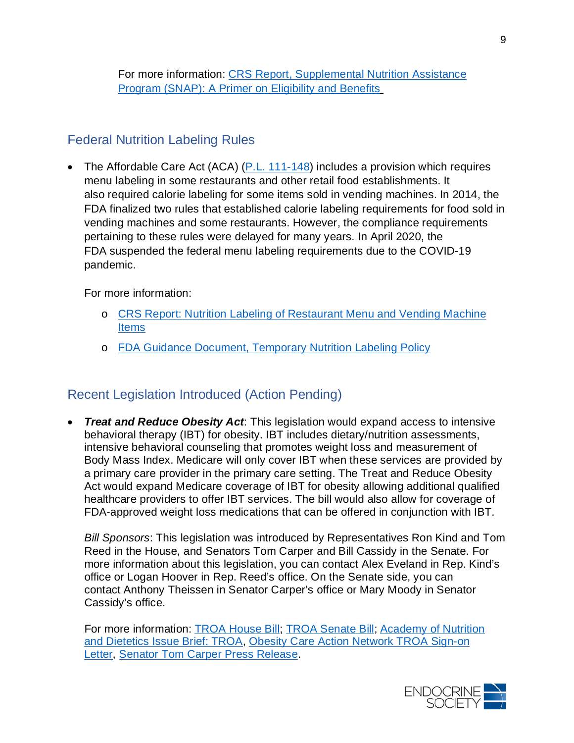For more information: CRS Report, Supplemental Nutrition Assistance Program (SNAP): A Primer on Eligibility and Benefits

## Federal Nutrition Labeling Rules

- The Affordable Care Act (ACA) (P.L. 111-148) includes a provision which requires menu labeling in some restaurants and other retail food establishments. It also required calorie labeling for some items sold in vending machines. In 2014, the FDA finalized two rules that established calorie labeling requirements for food sold in vending machines and some restaurants. However, the compliance requirements pertaining to these rules were delayed for many years. In April 2020, the FDA suspended the federal menu labeling requirements due to the COVID-19 pandemic.

  For more information:

  - CRS Report: Nutrition Labeling of Restaurant Menu and Vending Machine Items
  - FDA Guidance Document, Temporary Nutrition Labeling Policy

## Recent Legislation Introduced (Action Pending)

- ***Treat and Reduce Obesity Act***: This legislation would expand access to intensive behavioral therapy (IBT) for obesity. IBT includes dietary/nutrition assessments, intensive behavioral counseling that promotes weight loss and measurement of Body Mass Index. Medicare will only cover IBT when these services are provided by a primary care provider in the primary care setting. The Treat and Reduce Obesity Act would expand Medicare coverage of IBT for obesity allowing additional qualified healthcare providers to offer IBT services. The bill would also allow for coverage of FDA-approved weight loss medications that can be offered in conjunction with IBT.

  *Bill Sponsors*: This legislation was introduced by Representatives Ron Kind and Tom Reed in the House, and Senators Tom Carper and Bill Cassidy in the Senate. For more information about this legislation, you can contact Alex Eveland in Rep. Kind's office or Logan Hoover in Rep. Reed's office. On the Senate side, you can contact Anthony Theissen in Senator Carper's office or Mary Moody in Senator Cassidy's office.

  For more information: TROA House Bill; TROA Senate Bill; Academy of Nutrition and Dietetics Issue Brief: TROA, Obesity Care Action Network TROA Sign-on Letter, Senator Tom Carper Press Release.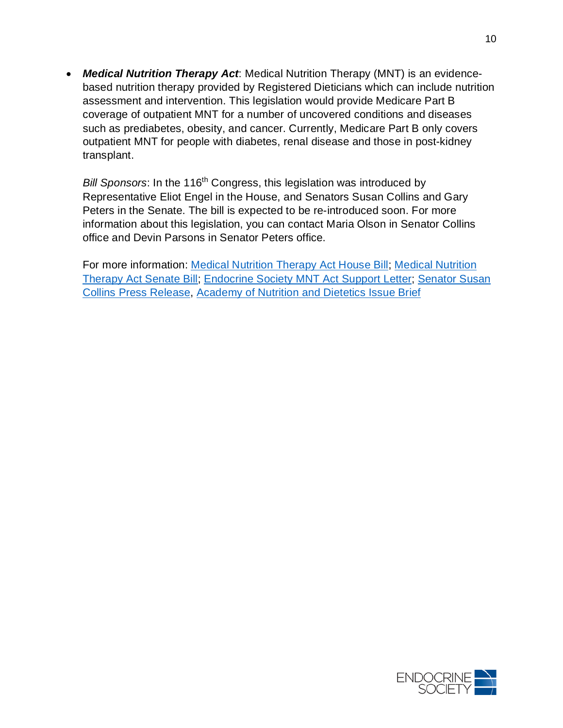- ***Medical Nutrition Therapy Act***: Medical Nutrition Therapy (MNT) is an evidence-based nutrition therapy provided by Registered Dieticians which can include nutrition assessment and intervention. This legislation would provide Medicare Part B coverage of outpatient MNT for a number of uncovered conditions and diseases such as prediabetes, obesity, and cancer. Currently, Medicare Part B only covers outpatient MNT for people with diabetes, renal disease and those in post-kidney transplant.

  *Bill Sponsors*: In the 116th Congress, this legislation was introduced by Representative Eliot Engel in the House, and Senators Susan Collins and Gary Peters in the Senate. The bill is expected to be re-introduced soon. For more information about this legislation, you can contact Maria Olson in Senator Collins office and Devin Parsons in Senator Peters office.

  For more information: Medical Nutrition Therapy Act House Bill; Medical Nutrition Therapy Act Senate Bill; Endocrine Society MNT Act Support Letter; Senator Susan Collins Press Release, Academy of Nutrition and Dietetics Issue Brief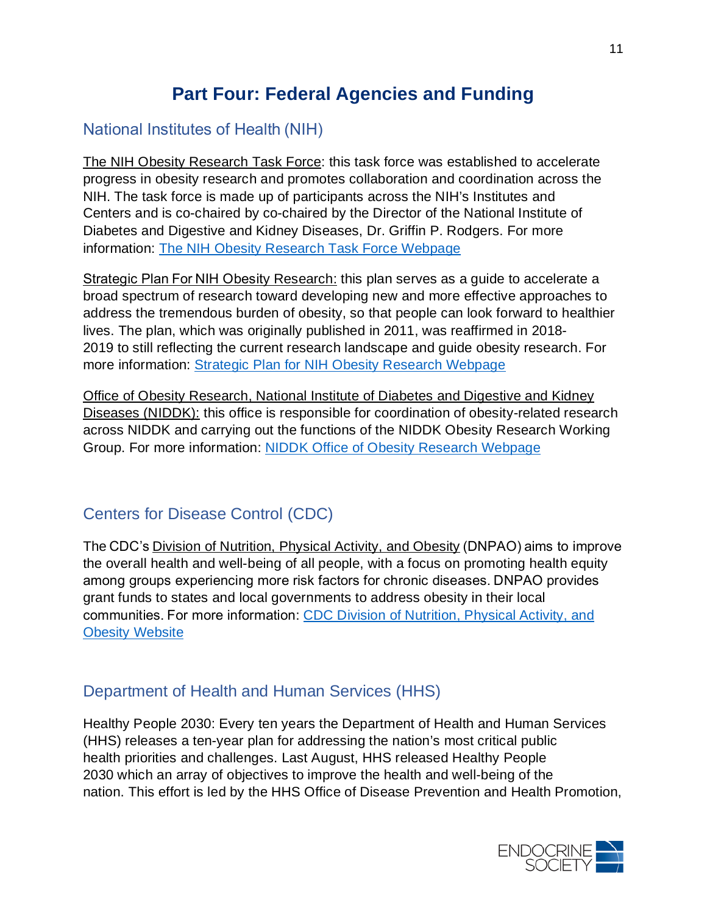# Part Four: Federal Agencies and Funding

## National Institutes of Health (NIH)

The NIH Obesity Research Task Force: this task force was established to accelerate progress in obesity research and promotes collaboration and coordination across the NIH. The task force is made up of participants across the NIH's Institutes and Centers and is co-chaired by co-chaired by the Director of the National Institute of Diabetes and Digestive and Kidney Diseases, Dr. Griffin P. Rodgers. For more information: The NIH Obesity Research Task Force Webpage

Strategic Plan For NIH Obesity Research: this plan serves as a guide to accelerate a broad spectrum of research toward developing new and more effective approaches to address the tremendous burden of obesity, so that people can look forward to healthier lives. The plan, which was originally published in 2011, was reaffirmed in 2018-2019 to still reflecting the current research landscape and guide obesity research. For more information: Strategic Plan for NIH Obesity Research Webpage

Office of Obesity Research, National Institute of Diabetes and Digestive and Kidney Diseases (NIDDK): this office is responsible for coordination of obesity-related research across NIDDK and carrying out the functions of the NIDDK Obesity Research Working Group. For more information: NIDDK Office of Obesity Research Webpage

## Centers for Disease Control (CDC)

The CDC's Division of Nutrition, Physical Activity, and Obesity (DNPAO) aims to improve the overall health and well-being of all people, with a focus on promoting health equity among groups experiencing more risk factors for chronic diseases. DNPAO provides grant funds to states and local governments to address obesity in their local communities. For more information: CDC Division of Nutrition, Physical Activity, and Obesity Website

## Department of Health and Human Services (HHS)

Healthy People 2030: Every ten years the Department of Health and Human Services (HHS) releases a ten-year plan for addressing the nation's most critical public health priorities and challenges. Last August, HHS released Healthy People 2030 which an array of objectives to improve the health and well-being of the nation. This effort is led by the HHS Office of Disease Prevention and Health Promotion,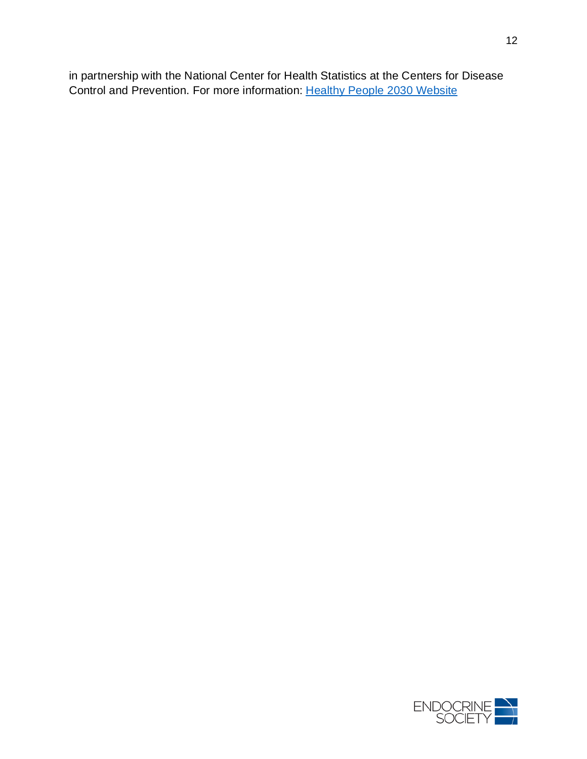in partnership with the National Center for Health Statistics at the Centers for Disease Control and Prevention. For more information: [Healthy People 2030 Website]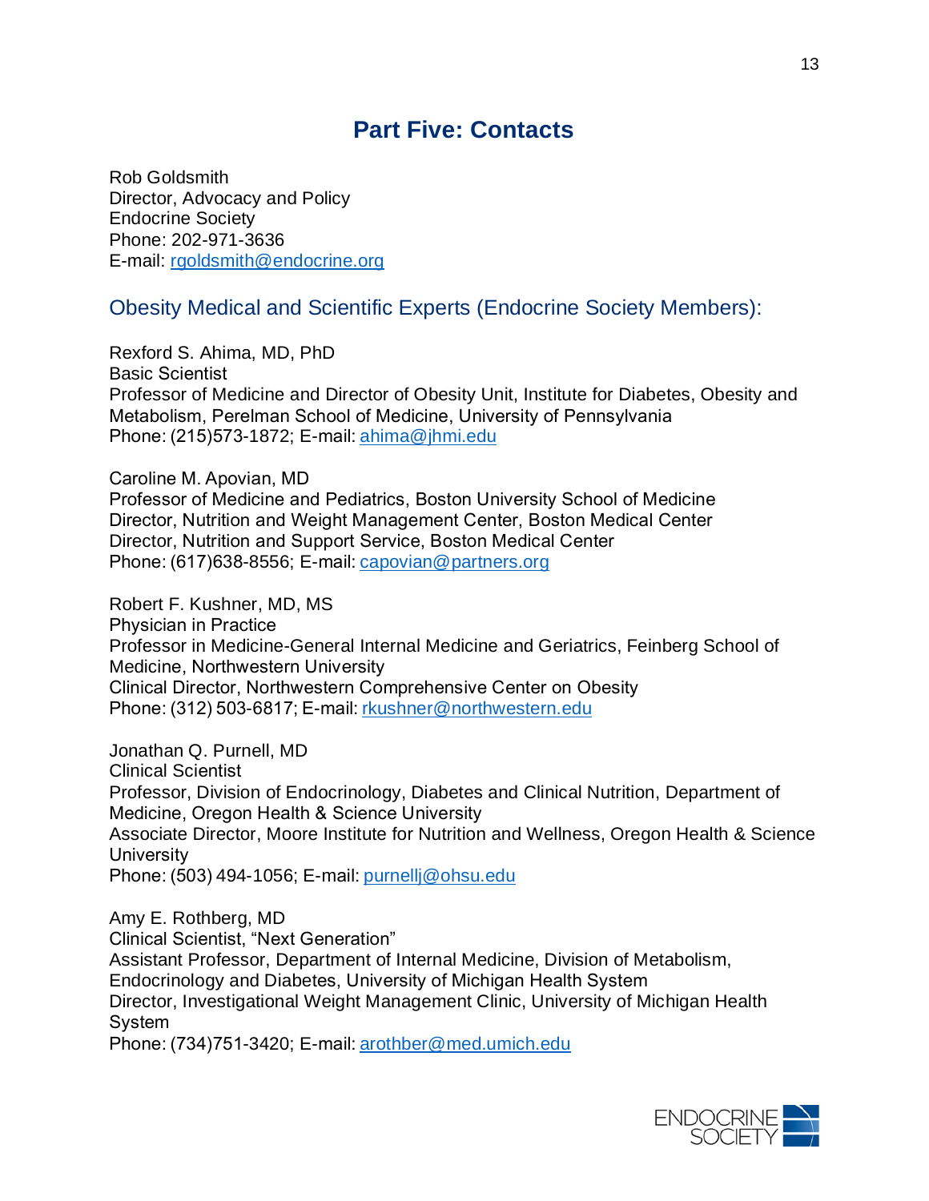# Part Five: Contacts

Rob Goldsmith
Director, Advocacy and Policy
Endocrine Society
Phone: 202-971-3636
E-mail: rgoldsmith@endocrine.org

## Obesity Medical and Scientific Experts (Endocrine Society Members):

Rexford S. Ahima, MD, PhD
Basic Scientist
Professor of Medicine and Director of Obesity Unit, Institute for Diabetes, Obesity and Metabolism, Perelman School of Medicine, University of Pennsylvania
Phone: (215)573-1872; E-mail: ahima@jhmi.edu

Caroline M. Apovian, MD
Professor of Medicine and Pediatrics, Boston University School of Medicine
Director, Nutrition and Weight Management Center, Boston Medical Center
Director, Nutrition and Support Service, Boston Medical Center
Phone: (617)638-8556; E-mail: capovian@partners.org

Robert F. Kushner, MD, MS
Physician in Practice
Professor in Medicine-General Internal Medicine and Geriatrics, Feinberg School of Medicine, Northwestern University
Clinical Director, Northwestern Comprehensive Center on Obesity
Phone: (312) 503-6817; E-mail: rkushner@northwestern.edu

Jonathan Q. Purnell, MD
Clinical Scientist
Professor, Division of Endocrinology, Diabetes and Clinical Nutrition, Department of Medicine, Oregon Health & Science University
Associate Director, Moore Institute for Nutrition and Wellness, Oregon Health & Science University
Phone: (503) 494-1056; E-mail: purnellj@ohsu.edu

Amy E. Rothberg, MD
Clinical Scientist, "Next Generation"
Assistant Professor, Department of Internal Medicine, Division of Metabolism, Endocrinology and Diabetes, University of Michigan Health System
Director, Investigational Weight Management Clinic, University of Michigan Health System
Phone: (734)751-3420; E-mail: arothber@med.umich.edu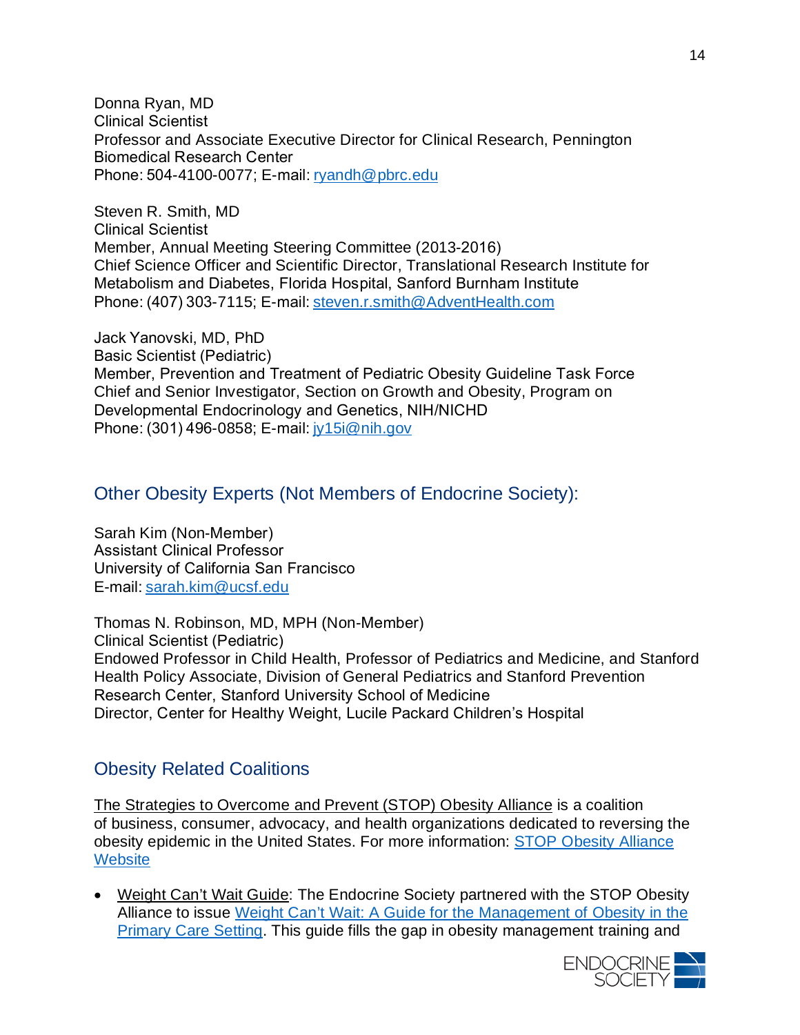Donna Ryan, MD
Clinical Scientist
Professor and Associate Executive Director for Clinical Research, Pennington Biomedical Research Center
Phone: 504-4100-0077; E-mail: [ryandh@pbrc.edu](mailto:ryandh@pbrc.edu)

Steven R. Smith, MD
Clinical Scientist
Member, Annual Meeting Steering Committee (2013-2016)
Chief Science Officer and Scientific Director, Translational Research Institute for Metabolism and Diabetes, Florida Hospital, Sanford Burnham Institute
Phone: (407) 303-7115; E-mail: [steven.r.smith@AdventHealth.com](mailto:steven.r.smith@AdventHealth.com)

Jack Yanovski, MD, PhD
Basic Scientist (Pediatric)
Member, Prevention and Treatment of Pediatric Obesity Guideline Task Force
Chief and Senior Investigator, Section on Growth and Obesity, Program on Developmental Endocrinology and Genetics, NIH/NICHD
Phone: (301) 496-0858; E-mail: [jy15i@nih.gov](mailto:jy15i@nih.gov)

## Other Obesity Experts (Not Members of Endocrine Society):

Sarah Kim (Non-Member)
Assistant Clinical Professor
University of California San Francisco
E-mail: [sarah.kim@ucsf.edu](mailto:sarah.kim@ucsf.edu)

Thomas N. Robinson, MD, MPH (Non-Member)
Clinical Scientist (Pediatric)
Endowed Professor in Child Health, Professor of Pediatrics and Medicine, and Stanford Health Policy Associate, Division of General Pediatrics and Stanford Prevention Research Center, Stanford University School of Medicine
Director, Center for Healthy Weight, Lucile Packard Children's Hospital

## Obesity Related Coalitions

The Strategies to Overcome and Prevent (STOP) Obesity Alliance is a coalition of business, consumer, advocacy, and health organizations dedicated to reversing the obesity epidemic in the United States. For more information: STOP Obesity Alliance Website

- Weight Can't Wait Guide: The Endocrine Society partnered with the STOP Obesity Alliance to issue Weight Can't Wait: A Guide for the Management of Obesity in the Primary Care Setting. This guide fills the gap in obesity management training and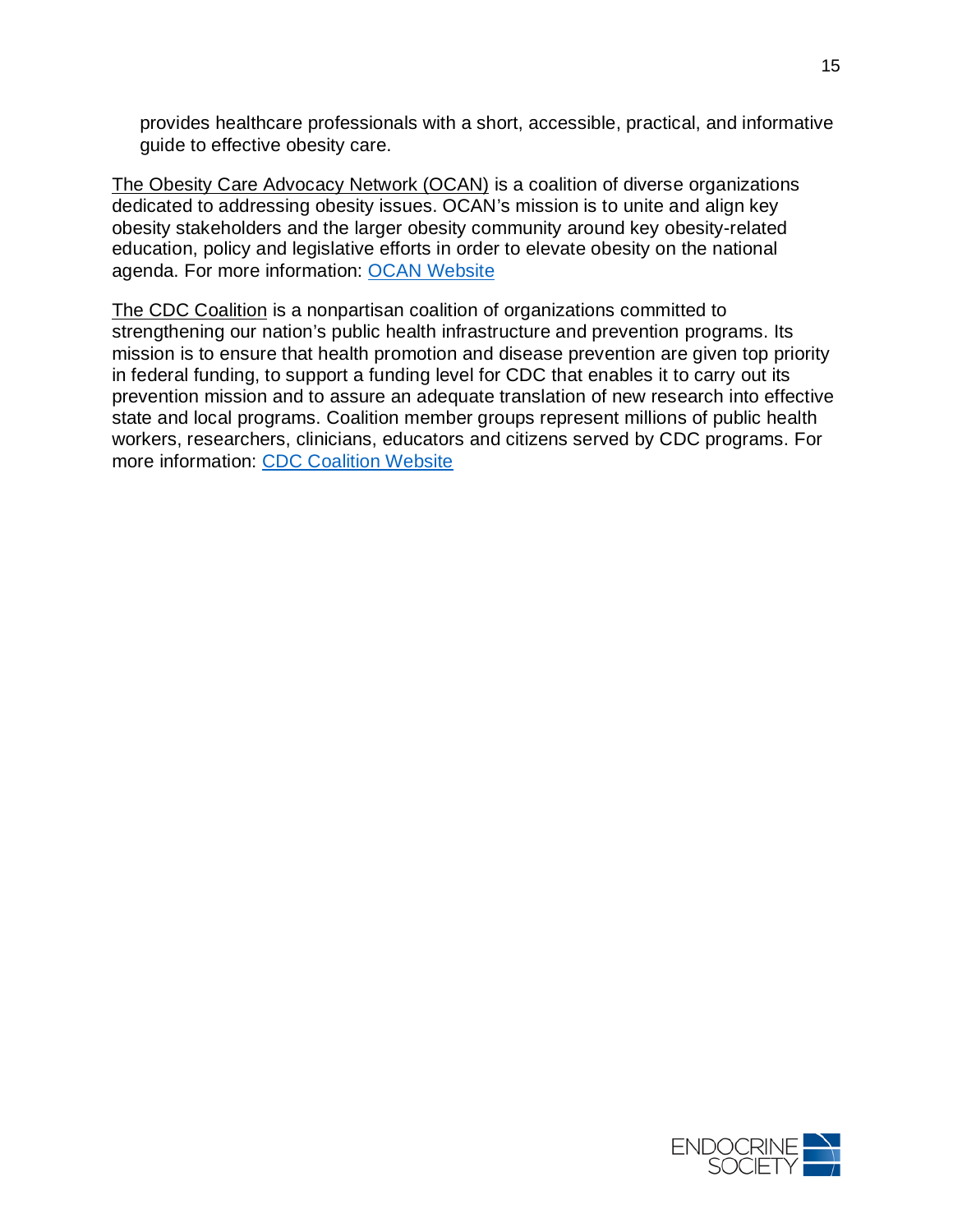provides healthcare professionals with a short, accessible, practical, and informative guide to effective obesity care.

The Obesity Care Advocacy Network (OCAN) is a coalition of diverse organizations dedicated to addressing obesity issues. OCAN's mission is to unite and align key obesity stakeholders and the larger obesity community around key obesity-related education, policy and legislative efforts in order to elevate obesity on the national agenda. For more information: OCAN Website

The CDC Coalition is a nonpartisan coalition of organizations committed to strengthening our nation's public health infrastructure and prevention programs. Its mission is to ensure that health promotion and disease prevention are given top priority in federal funding, to support a funding level for CDC that enables it to carry out its prevention mission and to assure an adequate translation of new research into effective state and local programs. Coalition member groups represent millions of public health workers, researchers, clinicians, educators and citizens served by CDC programs. For more information: CDC Coalition Website